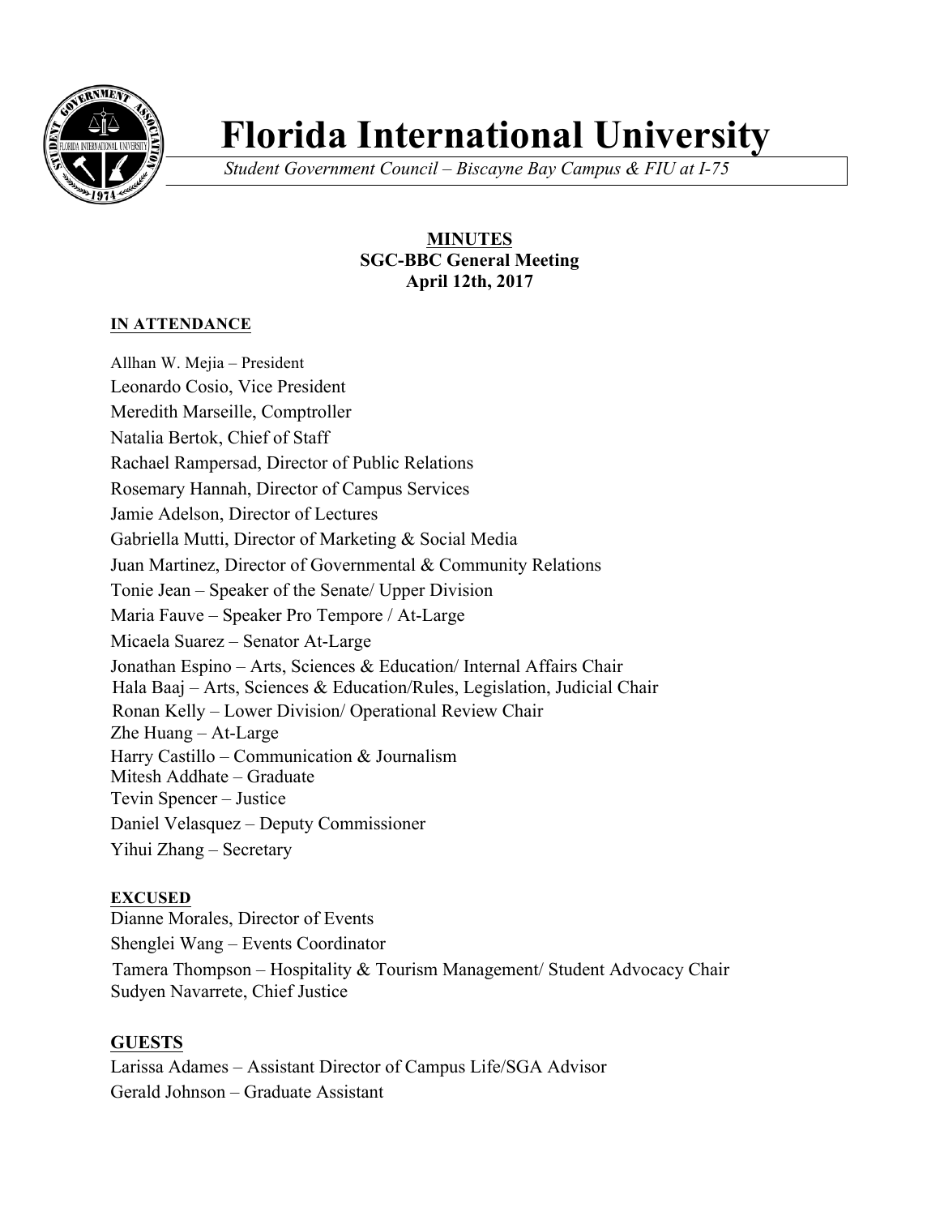# Florida International University

*Student Government Council – Biscayne Bay Campus & FIU at I-75*

**MINUTES**
**SGC-BBC General Meeting**
**April 12th, 2017**

**IN ATTENDANCE**

Allhan W. Mejia – President
Leonardo Cosio, Vice President
Meredith Marseille, Comptroller
Natalia Bertok, Chief of Staff
Rachael Rampersad, Director of Public Relations
Rosemary Hannah, Director of Campus Services
Jamie Adelson, Director of Lectures
Gabriella Mutti, Director of Marketing & Social Media
Juan Martinez, Director of Governmental & Community Relations
Tonie Jean – Speaker of the Senate/ Upper Division
Maria Fauve – Speaker Pro Tempore / At-Large
Micaela Suarez – Senator At-Large
Jonathan Espino – Arts, Sciences & Education/ Internal Affairs Chair
Hala Baaj – Arts, Sciences & Education/Rules, Legislation, Judicial Chair
Ronan Kelly – Lower Division/ Operational Review Chair
Zhe Huang – At-Large
Harry Castillo – Communication & Journalism
Mitesh Addhate – Graduate
Tevin Spencer – Justice
Daniel Velasquez – Deputy Commissioner
Yihui Zhang – Secretary

**EXCUSED**

Dianne Morales, Director of Events
Shenglei Wang – Events Coordinator
Tamera Thompson – Hospitality & Tourism Management/ Student Advocacy Chair
Sudyen Navarrete, Chief Justice

**GUESTS**

Larissa Adames – Assistant Director of Campus Life/SGA Advisor
Gerald Johnson – Graduate Assistant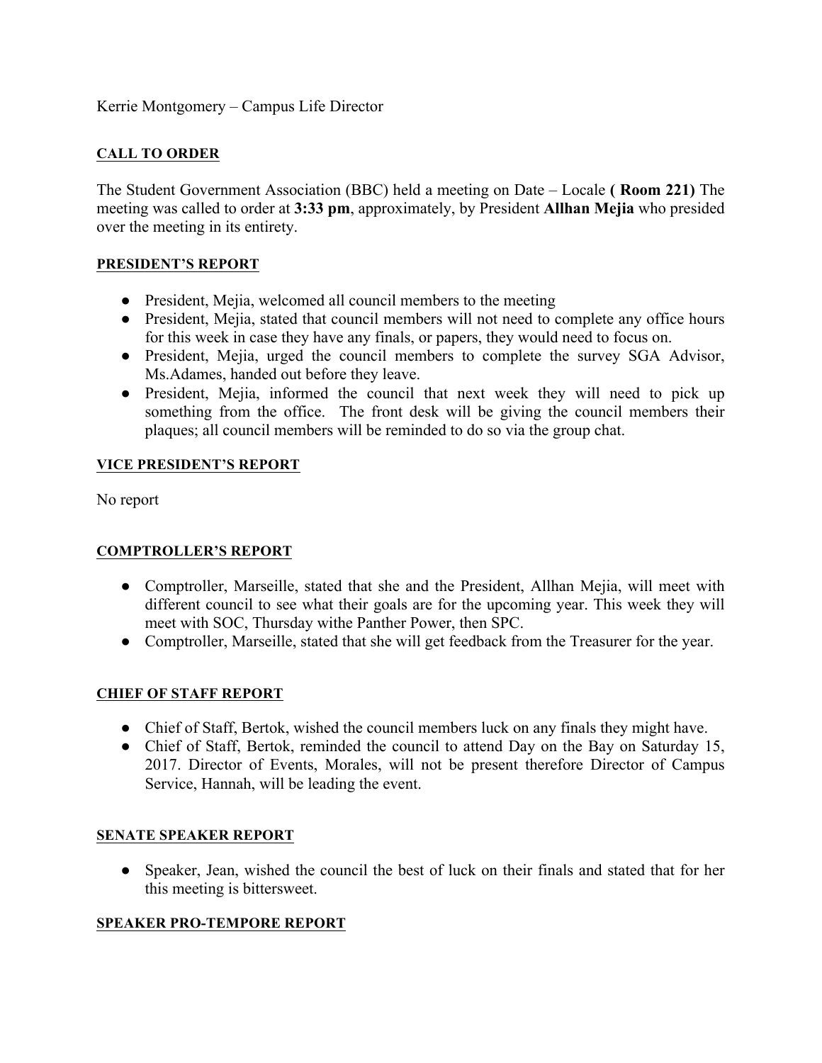Kerrie Montgomery – Campus Life Director

**CALL TO ORDER**

The Student Government Association (BBC) held a meeting on Date – Locale **( Room 221)** The meeting was called to order at **3:33 pm**, approximately, by President **Allhan Mejia** who presided over the meeting in its entirety.

**PRESIDENT'S REPORT**

- President, Mejia, welcomed all council members to the meeting
- President, Mejia, stated that council members will not need to complete any office hours for this week in case they have any finals, or papers, they would need to focus on.
- President, Mejia, urged the council members to complete the survey SGA Advisor, Ms.Adames, handed out before they leave.
- President, Mejia, informed the council that next week they will need to pick up something from the office. The front desk will be giving the council members their plaques; all council members will be reminded to do so via the group chat.

**VICE PRESIDENT'S REPORT**

No report

**COMPTROLLER'S REPORT**

- Comptroller, Marseille, stated that she and the President, Allhan Mejia, will meet with different council to see what their goals are for the upcoming year. This week they will meet with SOC, Thursday withe Panther Power, then SPC.
- Comptroller, Marseille, stated that she will get feedback from the Treasurer for the year.

**CHIEF OF STAFF REPORT**

- Chief of Staff, Bertok, wished the council members luck on any finals they might have.
- Chief of Staff, Bertok, reminded the council to attend Day on the Bay on Saturday 15, 2017. Director of Events, Morales, will not be present therefore Director of Campus Service, Hannah, will be leading the event.

**SENATE SPEAKER REPORT**

- Speaker, Jean, wished the council the best of luck on their finals and stated that for her this meeting is bittersweet.

**SPEAKER PRO-TEMPORE REPORT**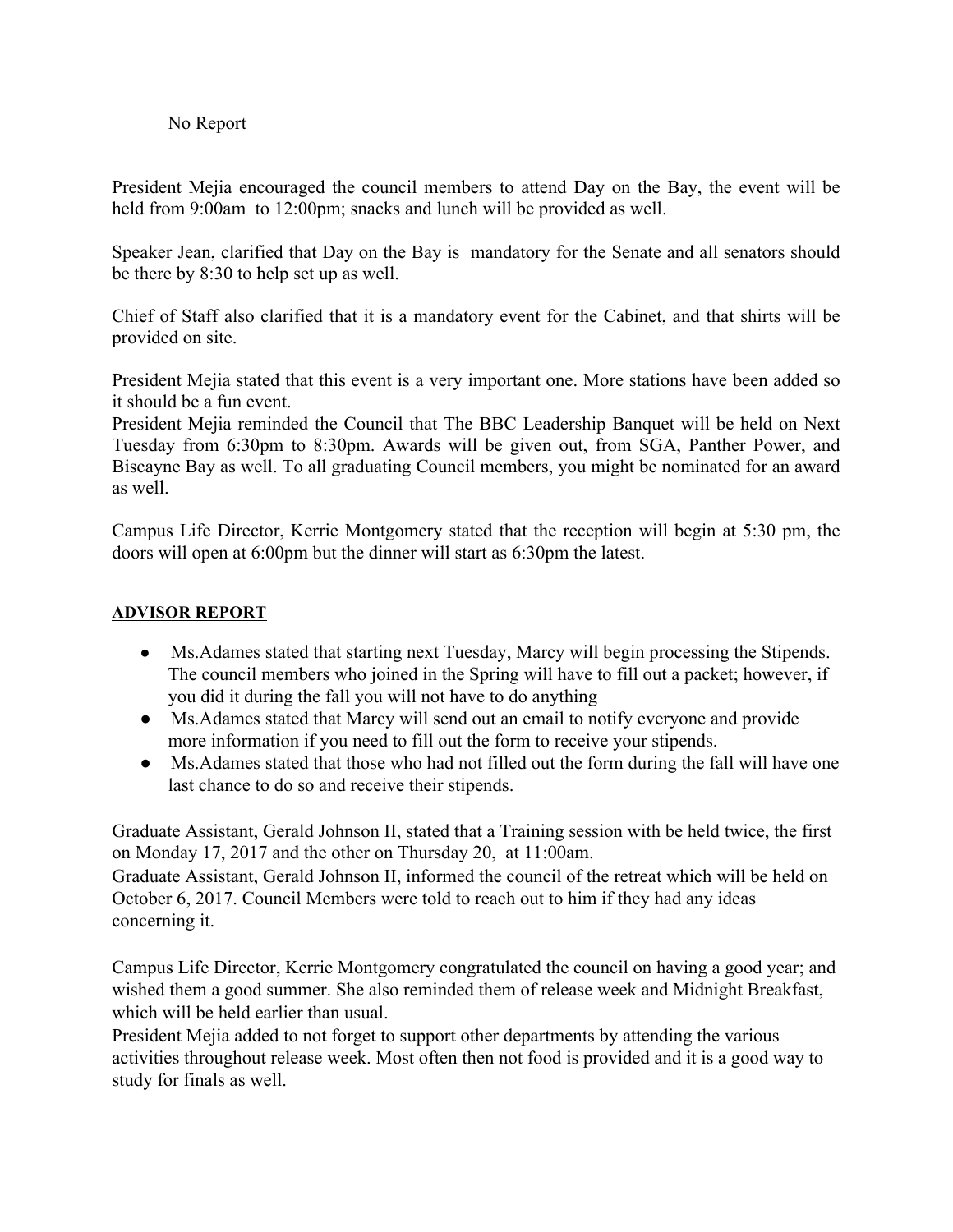No Report

President Mejia encouraged the council members to attend Day on the Bay, the event will be held from 9:00am to 12:00pm; snacks and lunch will be provided as well.

Speaker Jean, clarified that Day on the Bay is mandatory for the Senate and all senators should be there by 8:30 to help set up as well.

Chief of Staff also clarified that it is a mandatory event for the Cabinet, and that shirts will be provided on site.

President Mejia stated that this event is a very important one. More stations have been added so it should be a fun event.
President Mejia reminded the Council that The BBC Leadership Banquet will be held on Next Tuesday from 6:30pm to 8:30pm. Awards will be given out, from SGA, Panther Power, and Biscayne Bay as well. To all graduating Council members, you might be nominated for an award as well.

Campus Life Director, Kerrie Montgomery stated that the reception will begin at 5:30 pm, the doors will open at 6:00pm but the dinner will start as 6:30pm the latest.

**ADVISOR REPORT**

- Ms.Adames stated that starting next Tuesday, Marcy will begin processing the Stipends. The council members who joined in the Spring will have to fill out a packet; however, if you did it during the fall you will not have to do anything
- Ms.Adames stated that Marcy will send out an email to notify everyone and provide more information if you need to fill out the form to receive your stipends.
- Ms.Adames stated that those who had not filled out the form during the fall will have one last chance to do so and receive their stipends.

Graduate Assistant, Gerald Johnson II, stated that a Training session with be held twice, the first on Monday 17, 2017 and the other on Thursday 20, at 11:00am.
Graduate Assistant, Gerald Johnson II, informed the council of the retreat which will be held on October 6, 2017. Council Members were told to reach out to him if they had any ideas concerning it.

Campus Life Director, Kerrie Montgomery congratulated the council on having a good year; and wished them a good summer. She also reminded them of release week and Midnight Breakfast, which will be held earlier than usual.
President Mejia added to not forget to support other departments by attending the various activities throughout release week. Most often then not food is provided and it is a good way to study for finals as well.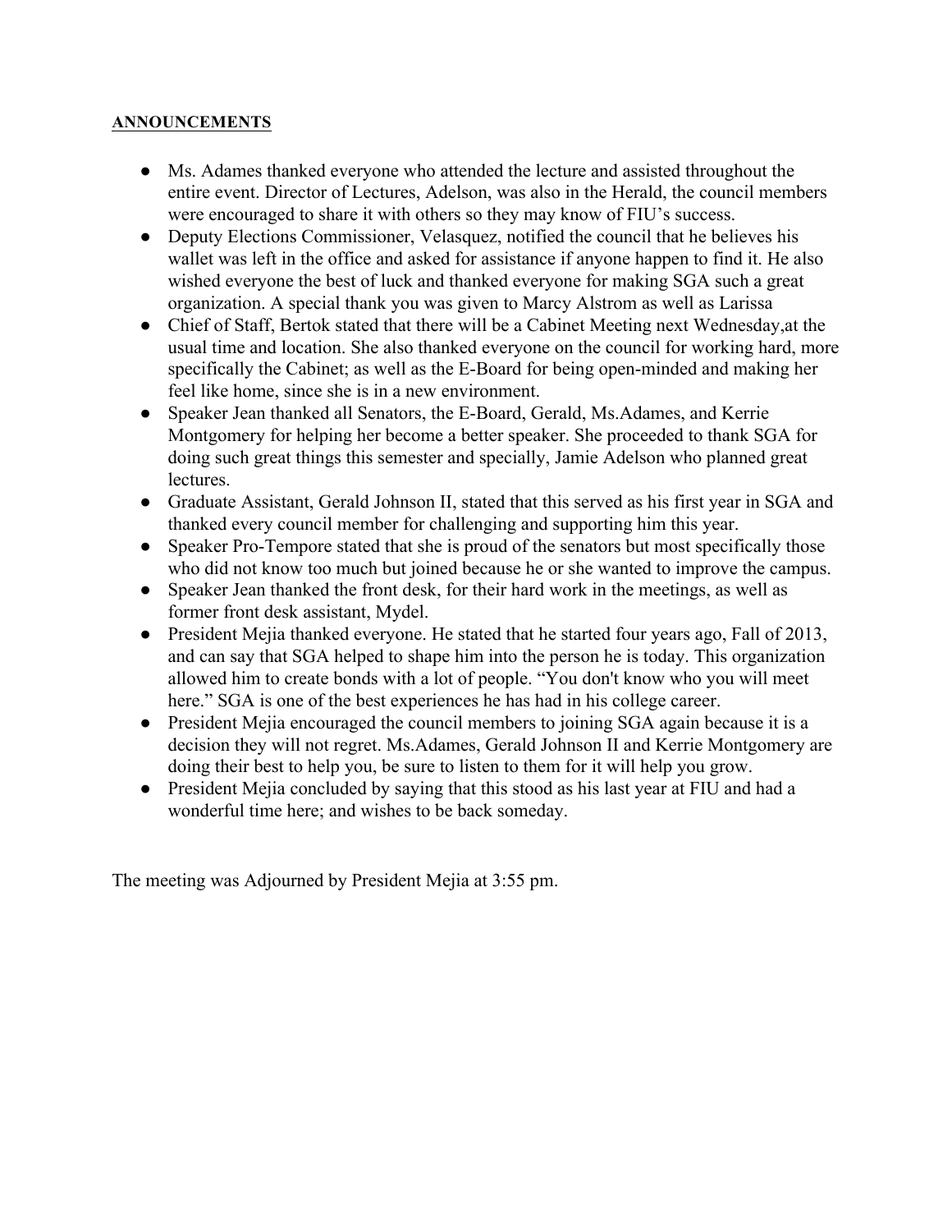**ANNOUNCEMENTS**

- Ms. Adames thanked everyone who attended the lecture and assisted throughout the entire event. Director of Lectures, Adelson, was also in the Herald, the council members were encouraged to share it with others so they may know of FIU's success.
- Deputy Elections Commissioner, Velasquez, notified the council that he believes his wallet was left in the office and asked for assistance if anyone happen to find it. He also wished everyone the best of luck and thanked everyone for making SGA such a great organization. A special thank you was given to Marcy Alstrom as well as Larissa
- Chief of Staff, Bertok stated that there will be a Cabinet Meeting next Wednesday,at the usual time and location. She also thanked everyone on the council for working hard, more specifically the Cabinet; as well as the E-Board for being open-minded and making her feel like home, since she is in a new environment.
- Speaker Jean thanked all Senators, the E-Board, Gerald, Ms.Adames, and Kerrie Montgomery for helping her become a better speaker. She proceeded to thank SGA for doing such great things this semester and specially, Jamie Adelson who planned great lectures.
- Graduate Assistant, Gerald Johnson II, stated that this served as his first year in SGA and thanked every council member for challenging and supporting him this year.
- Speaker Pro-Tempore stated that she is proud of the senators but most specifically those who did not know too much but joined because he or she wanted to improve the campus.
- Speaker Jean thanked the front desk, for their hard work in the meetings, as well as former front desk assistant, Mydel.
- President Mejia thanked everyone. He stated that he started four years ago, Fall of 2013, and can say that SGA helped to shape him into the person he is today. This organization allowed him to create bonds with a lot of people. "You don't know who you will meet here." SGA is one of the best experiences he has had in his college career.
- President Mejia encouraged the council members to joining SGA again because it is a decision they will not regret. Ms.Adames, Gerald Johnson II and Kerrie Montgomery are doing their best to help you, be sure to listen to them for it will help you grow.
- President Mejia concluded by saying that this stood as his last year at FIU and had a wonderful time here; and wishes to be back someday.

The meeting was Adjourned by President Mejia at 3:55 pm.